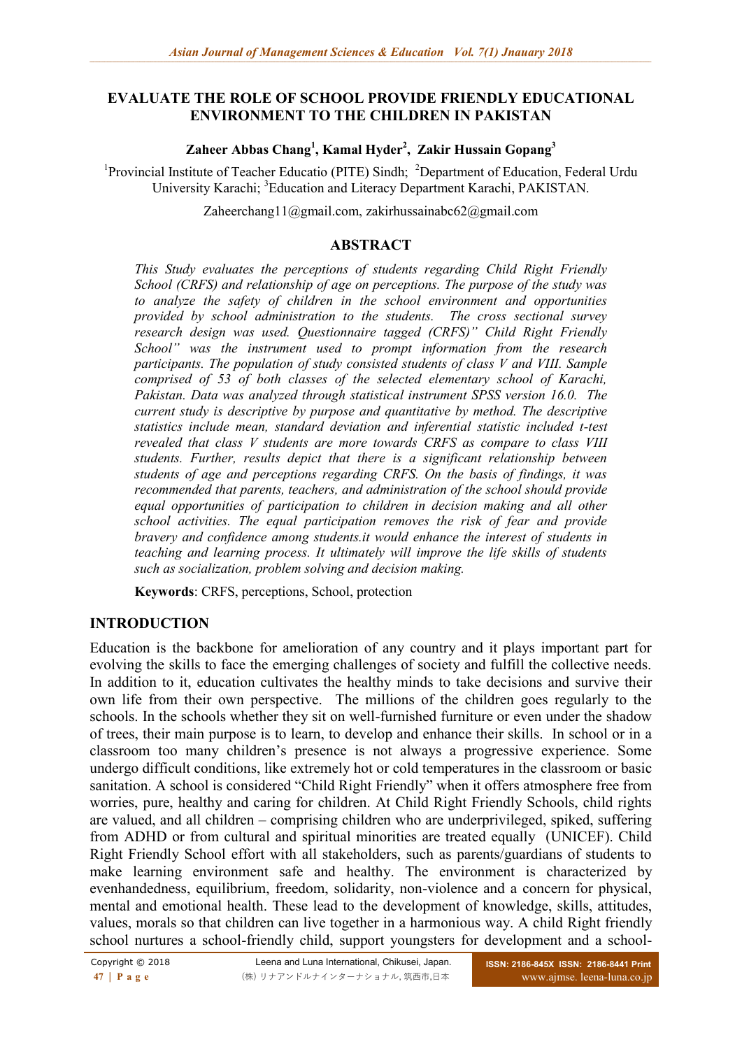**EVALUATE THE ROLE OF SCHOOL PROVIDE FRIENDLY EDUCATIONAL ENVIRONMENT TO THE CHILDREN IN PAKISTAN**

**Zaheer Abbas Chang[1], Kamal Hyder[2], Zakir Hussain Gopang[3]**

[1]Provincial Institute of Teacher Educatio (PITE) Sindh; [2]Department of Education, Federal Urdu University Karachi; [3]Education and Literacy Department Karachi, PAKISTAN.

Zaheerchang11@gmail.com, zakirhussainabc62@gmail.com

## ABSTRACT

*This Study evaluates the perceptions of students regarding Child Right Friendly School (CRFS) and relationship of age on perceptions. The purpose of the study was to analyze the safety of children in the school environment and opportunities provided by school administration to the students. The cross sectional survey research design was used. Questionnaire tagged (CRFS)" Child Right Friendly School" was the instrument used to prompt information from the research participants. The population of study consisted students of class V and VIII. Sample comprised of 53 of both classes of the selected elementary school of Karachi, Pakistan. Data was analyzed through statistical instrument SPSS version 16.0. The current study is descriptive by purpose and quantitative by method. The descriptive statistics include mean, standard deviation and inferential statistic included t-test revealed that class V students are more towards CRFS as compare to class VIII students. Further, results depict that there is a significant relationship between students of age and perceptions regarding CRFS. On the basis of findings, it was recommended that parents, teachers, and administration of the school should provide equal opportunities of participation to children in decision making and all other school activities. The equal participation removes the risk of fear and provide bravery and confidence among students.it would enhance the interest of students in teaching and learning process. It ultimately will improve the life skills of students such as socialization, problem solving and decision making.*

**Keywords**: CRFS, perceptions, School, protection

## INTRODUCTION

Education is the backbone for amelioration of any country and it plays important part for evolving the skills to face the emerging challenges of society and fulfill the collective needs. In addition to it, education cultivates the healthy minds to take decisions and survive their own life from their own perspective. The millions of the children goes regularly to the schools. In the schools whether they sit on well-furnished furniture or even under the shadow of trees, their main purpose is to learn, to develop and enhance their skills. In school or in a classroom too many children's presence is not always a progressive experience. Some undergo difficult conditions, like extremely hot or cold temperatures in the classroom or basic sanitation. A school is considered "Child Right Friendly" when it offers atmosphere free from worries, pure, healthy and caring for children. At Child Right Friendly Schools, child rights are valued, and all children – comprising children who are underprivileged, spiked, suffering from ADHD or from cultural and spiritual minorities are treated equally (UNICEF). Child Right Friendly School effort with all stakeholders, such as parents/guardians of students to make learning environment safe and healthy. The environment is characterized by evenhandedness, equilibrium, freedom, solidarity, non-violence and a concern for physical, mental and emotional health. These lead to the development of knowledge, skills, attitudes, values, morals so that children can live together in a harmonious way. A child Right friendly school nurtures a school-friendly child, support youngsters for development and a school-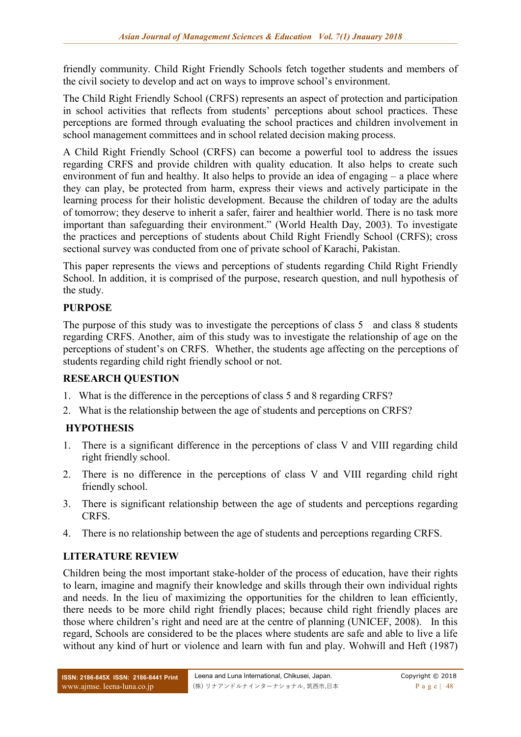friendly community. Child Right Friendly Schools fetch together students and members of the civil society to develop and act on ways to improve school's environment.

The Child Right Friendly School (CRFS) represents an aspect of protection and participation in school activities that reflects from students' perceptions about school practices. These perceptions are formed through evaluating the school practices and children involvement in school management committees and in school related decision making process.

A Child Right Friendly School (CRFS) can become a powerful tool to address the issues regarding CRFS and provide children with quality education. It also helps to create such environment of fun and healthy. It also helps to provide an idea of engaging – a place where they can play, be protected from harm, express their views and actively participate in the learning process for their holistic development. Because the children of today are the adults of tomorrow; they deserve to inherit a safer, fairer and healthier world. There is no task more important than safeguarding their environment." (World Health Day, 2003). To investigate the practices and perceptions of students about Child Right Friendly School (CRFS); cross sectional survey was conducted from one of private school of Karachi, Pakistan.

This paper represents the views and perceptions of students regarding Child Right Friendly School. In addition, it is comprised of the purpose, research question, and null hypothesis of the study.

## PURPOSE

The purpose of this study was to investigate the perceptions of class 5 and class 8 students regarding CRFS. Another, aim of this study was to investigate the relationship of age on the perceptions of student's on CRFS. Whether, the students age affecting on the perceptions of students regarding child right friendly school or not.

## RESEARCH QUESTION

1. What is the difference in the perceptions of class 5 and 8 regarding CRFS?
2. What is the relationship between the age of students and perceptions on CRFS?

## HYPOTHESIS

1. There is a significant difference in the perceptions of class V and VIII regarding child right friendly school.
2. There is no difference in the perceptions of class V and VIII regarding child right friendly school.
3. There is significant relationship between the age of students and perceptions regarding CRFS.
4. There is no relationship between the age of students and perceptions regarding CRFS.

## LITERATURE REVIEW

Children being the most important stake-holder of the process of education, have their rights to learn, imagine and magnify their knowledge and skills through their own individual rights and needs. In the lieu of maximizing the opportunities for the children to lean efficiently, there needs to be more child right friendly places; because child right friendly places are those where children's right and need are at the centre of planning (UNICEF, 2008). In this regard, Schools are considered to be the places where students are safe and able to live a life without any kind of hurt or violence and learn with fun and play. Wohwill and Heft (1987)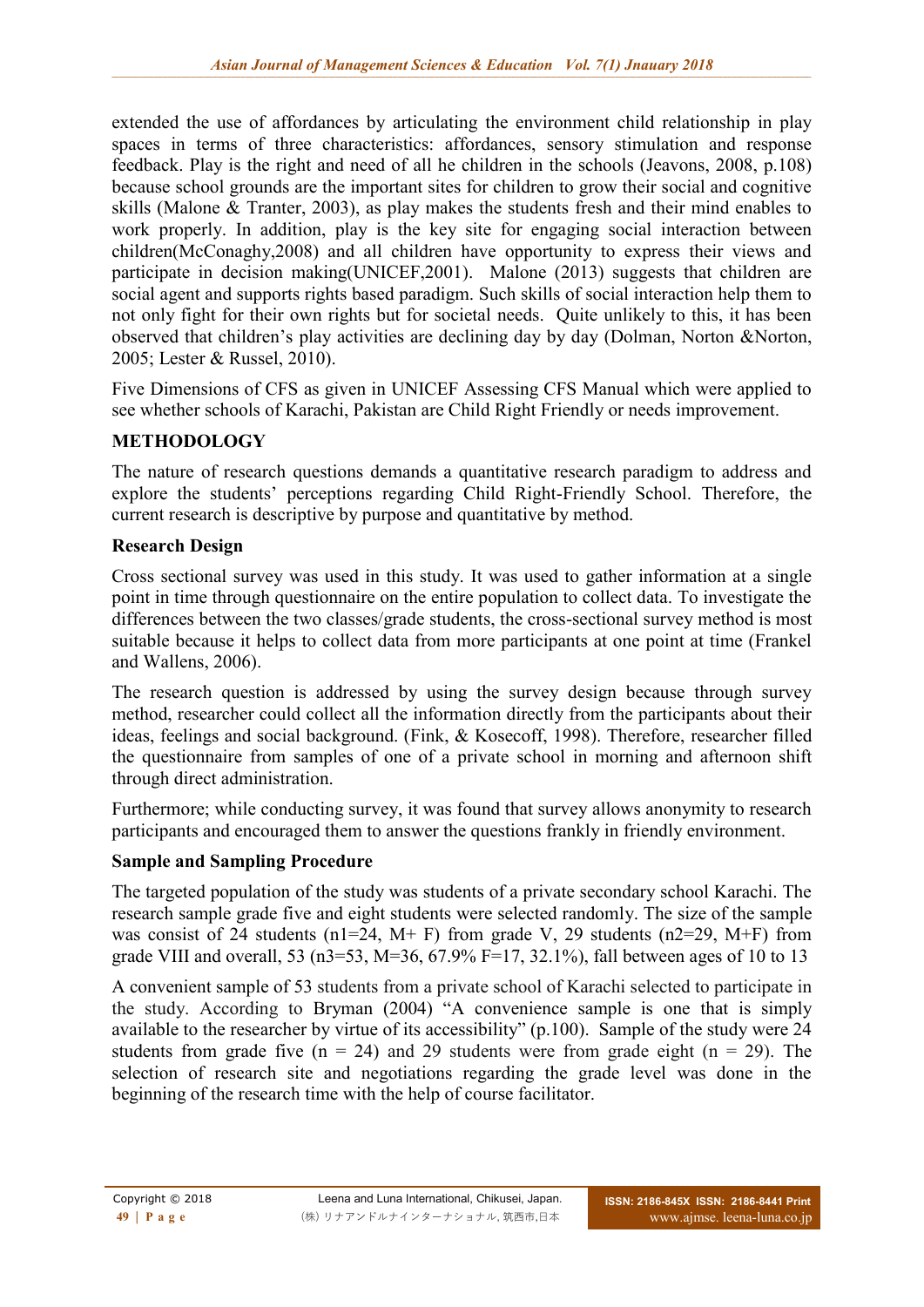extended the use of affordances by articulating the environment child relationship in play spaces in terms of three characteristics: affordances, sensory stimulation and response feedback. Play is the right and need of all he children in the schools (Jeavons, 2008, p.108) because school grounds are the important sites for children to grow their social and cognitive skills (Malone & Tranter, 2003), as play makes the students fresh and their mind enables to work properly. In addition, play is the key site for engaging social interaction between children(McConaghy,2008) and all children have opportunity to express their views and participate in decision making(UNICEF,2001). Malone (2013) suggests that children are social agent and supports rights based paradigm. Such skills of social interaction help them to not only fight for their own rights but for societal needs. Quite unlikely to this, it has been observed that children's play activities are declining day by day (Dolman, Norton &Norton, 2005; Lester & Russel, 2010).

Five Dimensions of CFS as given in UNICEF Assessing CFS Manual which were applied to see whether schools of Karachi, Pakistan are Child Right Friendly or needs improvement.

## METHODOLOGY

The nature of research questions demands a quantitative research paradigm to address and explore the students' perceptions regarding Child Right-Friendly School. Therefore, the current research is descriptive by purpose and quantitative by method.

### Research Design

Cross sectional survey was used in this study. It was used to gather information at a single point in time through questionnaire on the entire population to collect data. To investigate the differences between the two classes/grade students, the cross-sectional survey method is most suitable because it helps to collect data from more participants at one point at time (Frankel and Wallens, 2006).

The research question is addressed by using the survey design because through survey method, researcher could collect all the information directly from the participants about their ideas, feelings and social background. (Fink, & Kosecoff, 1998). Therefore, researcher filled the questionnaire from samples of one of a private school in morning and afternoon shift through direct administration.

Furthermore; while conducting survey, it was found that survey allows anonymity to research participants and encouraged them to answer the questions frankly in friendly environment.

### Sample and Sampling Procedure

The targeted population of the study was students of a private secondary school Karachi. The research sample grade five and eight students were selected randomly. The size of the sample was consist of 24 students (n1=24, M+ F) from grade V, 29 students (n2=29, M+F) from grade VIII and overall, 53 (n3=53, M=36, 67.9% F=17, 32.1%), fall between ages of 10 to 13

A convenient sample of 53 students from a private school of Karachi selected to participate in the study. According to Bryman (2004) "A convenience sample is one that is simply available to the researcher by virtue of its accessibility" (p.100). Sample of the study were 24 students from grade five (n = 24) and 29 students were from grade eight (n = 29). The selection of research site and negotiations regarding the grade level was done in the beginning of the research time with the help of course facilitator.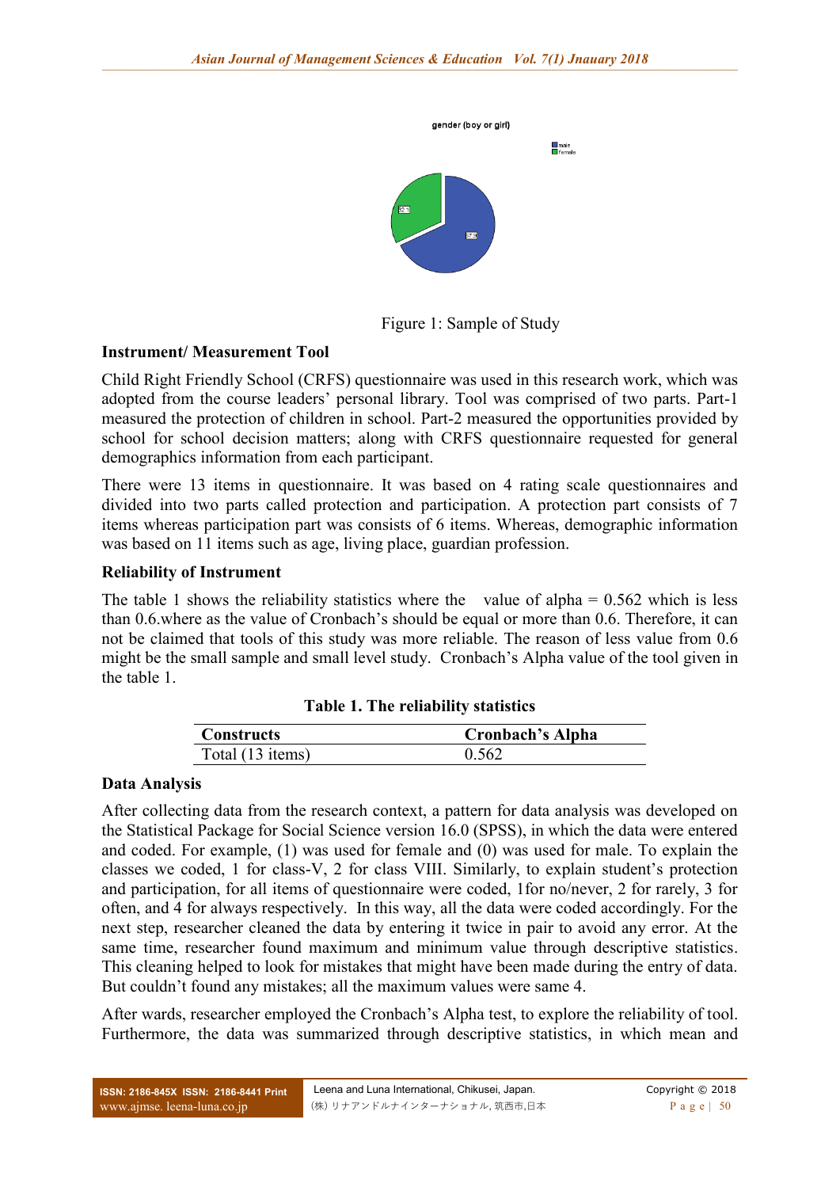Figure 1: Sample of Study

**Instrument/ Measurement Tool**

Child Right Friendly School (CRFS) questionnaire was used in this research work, which was adopted from the course leaders' personal library. Tool was comprised of two parts. Part-1 measured the protection of children in school. Part-2 measured the opportunities provided by school for school decision matters; along with CRFS questionnaire requested for general demographics information from each participant.

There were 13 items in questionnaire. It was based on 4 rating scale questionnaires and divided into two parts called protection and participation. A protection part consists of 7 items whereas participation part was consists of 6 items. Whereas, demographic information was based on 11 items such as age, living place, guardian profession.

**Reliability of Instrument**

The table 1 shows the reliability statistics where the value of alpha = 0.562 which is less than 0.6.where as the value of Cronbach's should be equal or more than 0.6. Therefore, it can not be claimed that tools of this study was more reliable. The reason of less value from 0.6 might be the small sample and small level study. Cronbach's Alpha value of the tool given in the table 1.

**Table 1. The reliability statistics**

| Constructs | Cronbach's Alpha |
|---|---|
| Total (13 items) | 0.562 |

**Data Analysis**

After collecting data from the research context, a pattern for data analysis was developed on the Statistical Package for Social Science version 16.0 (SPSS), in which the data were entered and coded. For example, (1) was used for female and (0) was used for male. To explain the classes we coded, 1 for class-V, 2 for class VIII. Similarly, to explain student's protection and participation, for all items of questionnaire were coded, 1for no/never, 2 for rarely, 3 for often, and 4 for always respectively. In this way, all the data were coded accordingly. For the next step, researcher cleaned the data by entering it twice in pair to avoid any error. At the same time, researcher found maximum and minimum value through descriptive statistics. This cleaning helped to look for mistakes that might have been made during the entry of data. But couldn't found any mistakes; all the maximum values were same 4.

After wards, researcher employed the Cronbach's Alpha test, to explore the reliability of tool. Furthermore, the data was summarized through descriptive statistics, in which mean and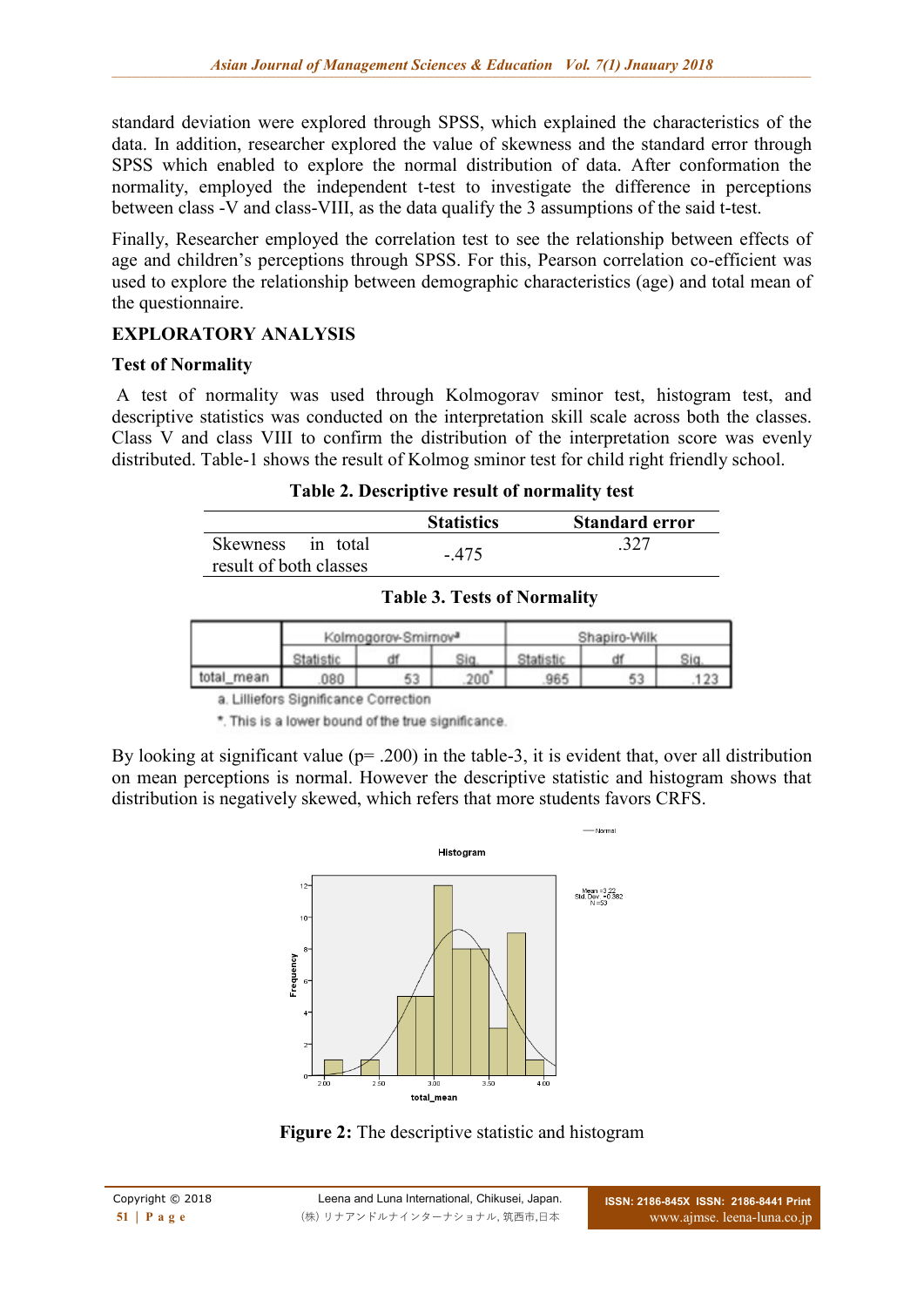standard deviation were explored through SPSS, which explained the characteristics of the data. In addition, researcher explored the value of skewness and the standard error through SPSS which enabled to explore the normal distribution of data. After conformation the normality, employed the independent t-test to investigate the difference in perceptions between class -V and class-VIII, as the data qualify the 3 assumptions of the said t-test.

Finally, Researcher employed the correlation test to see the relationship between effects of age and children's perceptions through SPSS. For this, Pearson correlation co-efficient was used to explore the relationship between demographic characteristics (age) and total mean of the questionnaire.

## EXPLORATORY ANALYSIS

### Test of Normality

A test of normality was used through Kolmogorav sminor test, histogram test, and descriptive statistics was conducted on the interpretation skill scale across both the classes. Class V and class VIII to confirm the distribution of the interpretation score was evenly distributed. Table-1 shows the result of Kolmog sminor test for child right friendly school.

**Table 2. Descriptive result of normality test**

| | Statistics | Standard error |
|---|---|---|
| Skewness in total result of both classes | -.475 | .327 |

**Table 3. Tests of Normality**

| | Kolmogorov-Smirnov[a] | | | Shapiro-Wilk | | |
|---|---|---|---|---|---|---|
| | Statistic | df | Sig. | Statistic | df | Sig. |
| total_mean | .080 | 53 | .200* | .965 | 53 | .123 |

a. Lilliefors Significance Correction

*. This is a lower bound of the true significance.

By looking at significant value (p= .200) in the table-3, it is evident that, over all distribution on mean perceptions is normal. However the descriptive statistic and histogram shows that distribution is negatively skewed, which refers that more students favors CRFS.

**Figure 2:** The descriptive statistic and histogram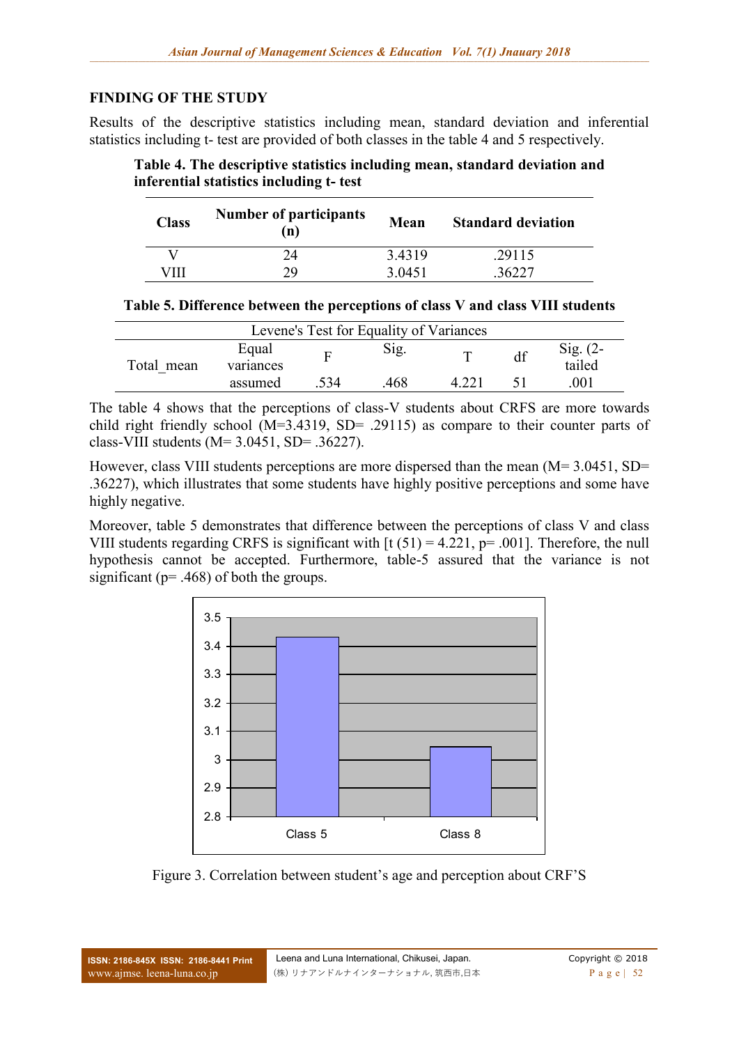## FINDING OF THE STUDY

Results of the descriptive statistics including mean, standard deviation and inferential statistics including t- test are provided of both classes in the table 4 and 5 respectively.

**Table 4. The descriptive statistics including mean, standard deviation and inferential statistics including t- test**

| Class | Number of participants (n) | Mean | Standard deviation |
|---|---|---|---|
| V | 24 | 3.4319 | .29115 |
| VIII | 29 | 3.0451 | .36227 |

**Table 5. Difference between the perceptions of class V and class VIII students**

| Levene's Test for Equality of Variances | | | | | | |
|---|---|---|---|---|---|---|
| Total_mean | Equal variances assumed | F | Sig. | T | df | Sig. (2-tailed) |
| | | .534 | .468 | 4.221 | 51 | .001 |

The table 4 shows that the perceptions of class-V students about CRFS are more towards child right friendly school (M=3.4319, SD= .29115) as compare to their counter parts of class-VIII students (M= 3.0451, SD= .36227).

However, class VIII students perceptions are more dispersed than the mean (M= 3.0451, SD= .36227), which illustrates that some students have highly positive perceptions and some have highly negative.

Moreover, table 5 demonstrates that difference between the perceptions of class V and class VIII students regarding CRFS is significant with [t (51) = 4.221, p= .001]. Therefore, the null hypothesis cannot be accepted. Furthermore, table-5 assured that the variance is not significant (p= .468) of both the groups.

Figure 3. Correlation between student's age and perception about CRF'S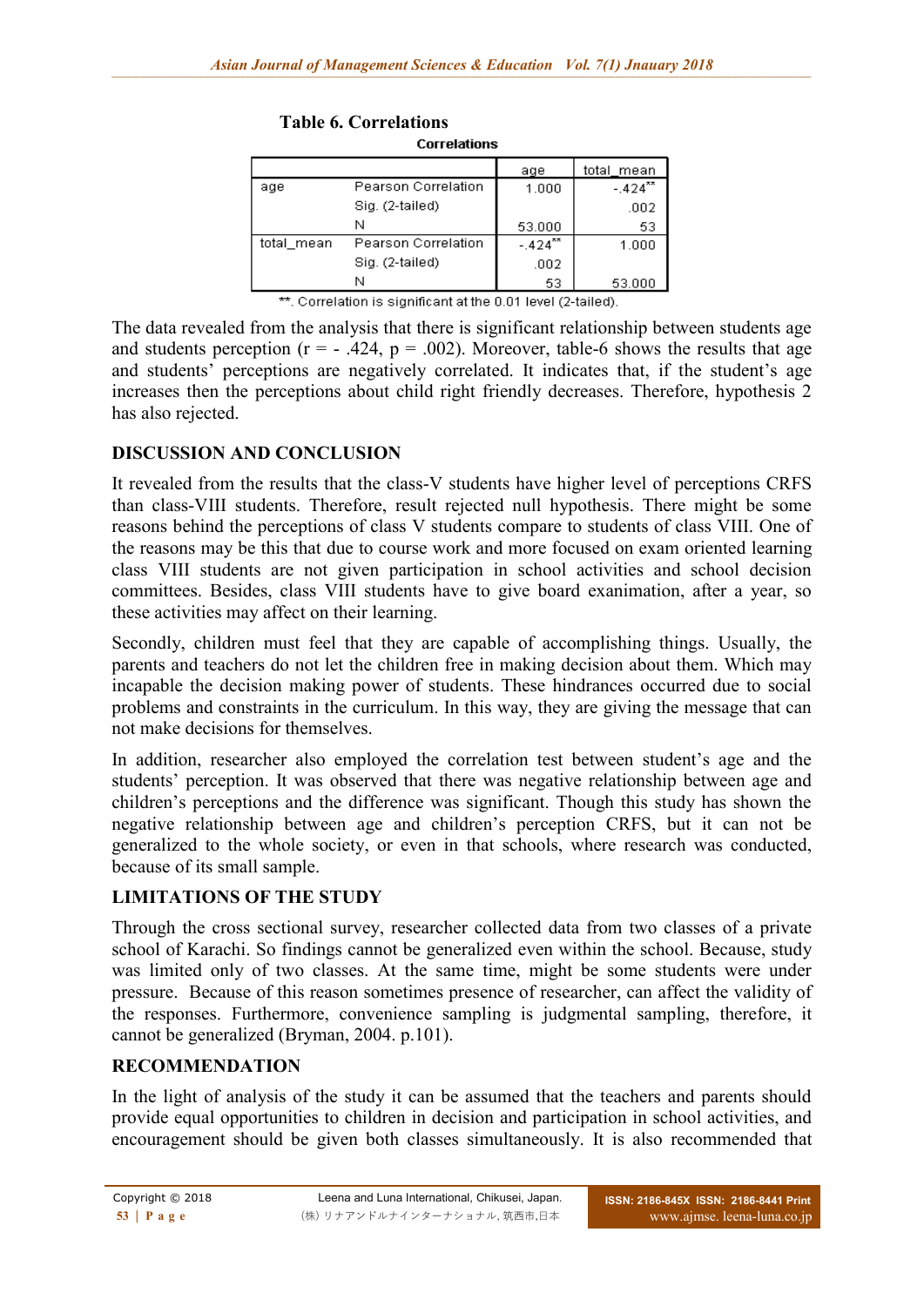**Table 6. Correlations**

**Correlations**

| | | age | total_mean |
|---|---|---|---|
| age | Pearson Correlation | 1.000 | -.424** |
| | Sig. (2-tailed) | | .002 |
| | N | 53.000 | 53 |
| total_mean | Pearson Correlation | -.424** | 1.000 |
| | Sig. (2-tailed) | .002 | |
| | N | 53 | 53.000 |

**. Correlation is significant at the 0.01 level (2-tailed).

The data revealed from the analysis that there is significant relationship between students age and students perception ($r = -.424$, $p = .002$). Moreover, table-6 shows the results that age and students' perceptions are negatively correlated. It indicates that, if the student's age increases then the perceptions about child right friendly decreases. Therefore, hypothesis 2 has also rejected.

## DISCUSSION AND CONCLUSION

It revealed from the results that the class-V students have higher level of perceptions CRFS than class-VIII students. Therefore, result rejected null hypothesis. There might be some reasons behind the perceptions of class V students compare to students of class VIII. One of the reasons may be this that due to course work and more focused on exam oriented learning class VIII students are not given participation in school activities and school decision committees. Besides, class VIII students have to give board examination, after a year, so these activities may affect on their learning.

Secondly, children must feel that they are capable of accomplishing things. Usually, the parents and teachers do not let the children free in making decision about them. Which may incapable the decision making power of students. These hindrances occurred due to social problems and constraints in the curriculum. In this way, they are giving the message that can not make decisions for themselves.

In addition, researcher also employed the correlation test between student's age and the students' perception. It was observed that there was negative relationship between age and children's perceptions and the difference was significant. Though this study has shown the negative relationship between age and children's perception CRFS, but it can not be generalized to the whole society, or even in that schools, where research was conducted, because of its small sample.

## LIMITATIONS OF THE STUDY

Through the cross sectional survey, researcher collected data from two classes of a private school of Karachi. So findings cannot be generalized even within the school. Because, study was limited only of two classes. At the same time, might be some students were under pressure. Because of this reason sometimes presence of researcher, can affect the validity of the responses. Furthermore, convenience sampling is judgmental sampling, therefore, it cannot be generalized (Bryman, 2004. p.101).

## RECOMMENDATION

In the light of analysis of the study it can be assumed that the teachers and parents should provide equal opportunities to children in decision and participation in school activities, and encouragement should be given both classes simultaneously. It is also recommended that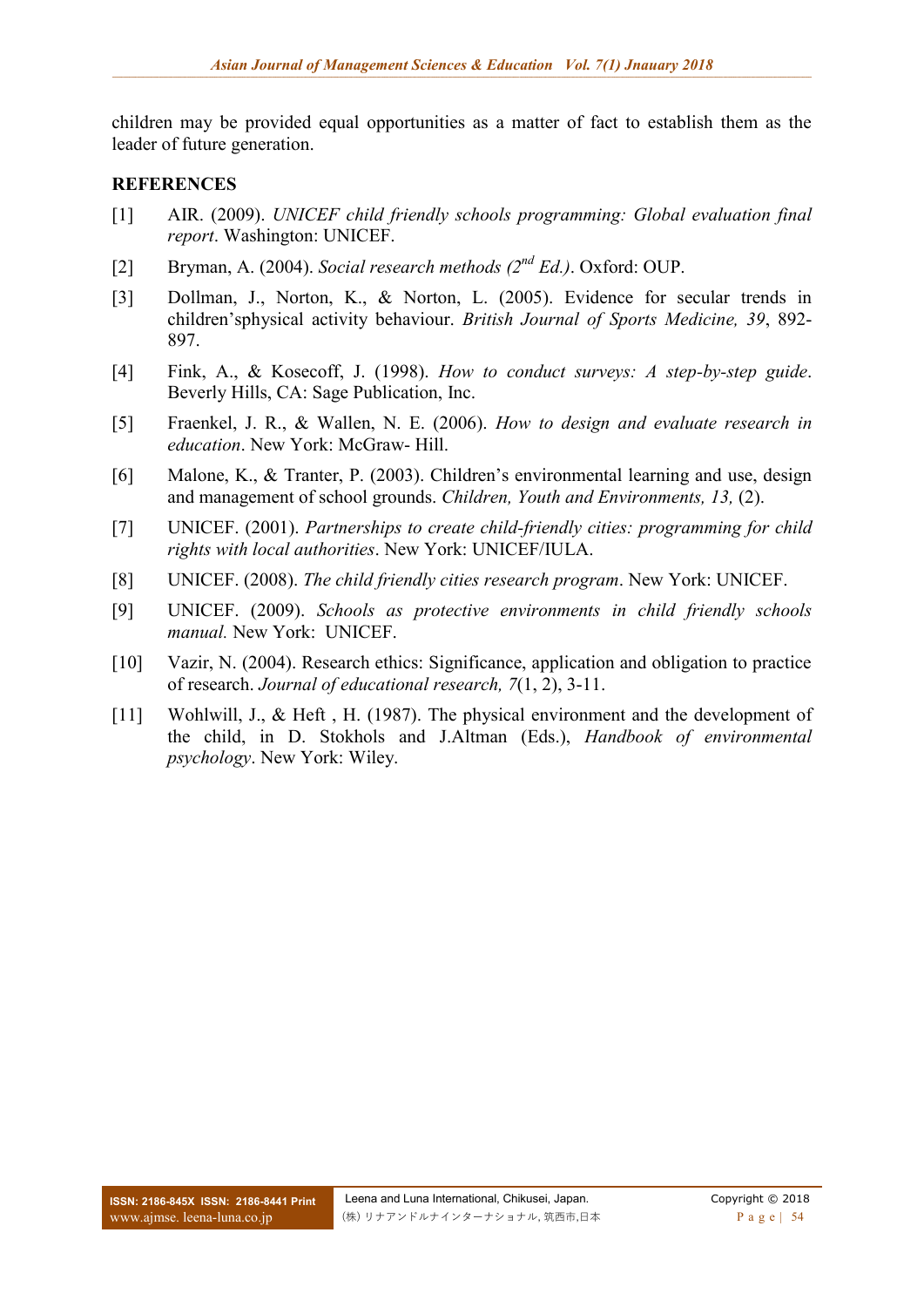children may be provided equal opportunities as a matter of fact to establish them as the leader of future generation.

## REFERENCES

[1] AIR. (2009). *UNICEF child friendly schools programming: Global evaluation final report*. Washington: UNICEF.

[2] Bryman, A. (2004). *Social research methods (2nd Ed.)*. Oxford: OUP.

[3] Dollman, J., Norton, K., & Norton, L. (2005). Evidence for secular trends in children'sphysical activity behaviour. *British Journal of Sports Medicine, 39*, 892-897.

[4] Fink, A., & Kosecoff, J. (1998). *How to conduct surveys: A step-by-step guide*. Beverly Hills, CA: Sage Publication, Inc.

[5] Fraenkel, J. R., & Wallen, N. E. (2006). *How to design and evaluate research in education*. New York: McGraw- Hill.

[6] Malone, K., & Tranter, P. (2003). Children's environmental learning and use, design and management of school grounds. *Children, Youth and Environments, 13,* (2).

[7] UNICEF. (2001). *Partnerships to create child-friendly cities: programming for child rights with local authorities*. New York: UNICEF/IULA.

[8] UNICEF. (2008). *The child friendly cities research program*. New York: UNICEF.

[9] UNICEF. (2009). *Schools as protective environments in child friendly schools manual.* New York: UNICEF.

[10] Vazir, N. (2004). Research ethics: Significance, application and obligation to practice of research. *Journal of educational research, 7*(1, 2), 3-11.

[11] Wohlwill, J., & Heft , H. (1987). The physical environment and the development of the child, in D. Stokhols and J.Altman (Eds.), *Handbook of environmental psychology*. New York: Wiley.